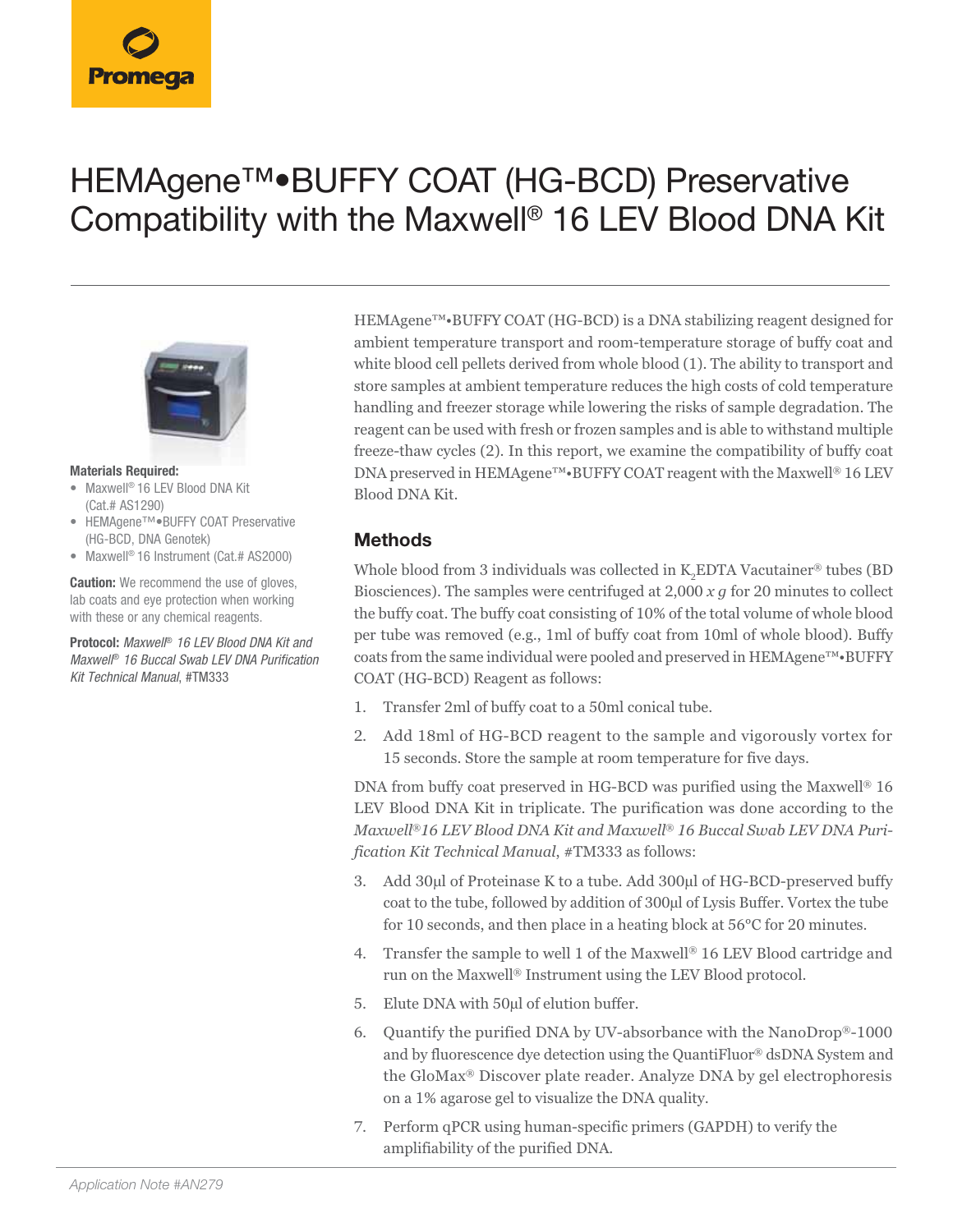# HEMAgene™•BUFFY COAT (HG-BCD) Preservative Compatibility with the Maxwell® 16 LEV Blood DNA Kit

**Materials Required:**

- Maxwell® 16 LEV Blood DNA Kit (Cat.# AS1290)
- HEMAgene™•BUFFY COAT Preservative (HG-BCD, DNA Genotek)
- Maxwell® 16 Instrument (Cat.# AS2000)

**Caution:** We recommend the use of gloves, lab coats and eye protection when working with these or any chemical reagents.

**Protocol:** *Maxwell® 16 LEV Blood DNA Kit and Maxwell® 16 Buccal Swab LEV DNA Purification Kit Technical Manual*, #TM333

HEMAgene™•BUFFY COAT (HG-BCD) is a DNA stabilizing reagent designed for ambient temperature transport and room-temperature storage of buffy coat and white blood cell pellets derived from whole blood (1). The ability to transport and store samples at ambient temperature reduces the high costs of cold temperature handling and freezer storage while lowering the risks of sample degradation. The reagent can be used with fresh or frozen samples and is able to withstand multiple freeze-thaw cycles (2). In this report, we examine the compatibility of buffy coat DNA preserved in HEMAgene™•BUFFY COAT reagent with the Maxwell® 16 LEV Blood DNA Kit.

## Methods

Whole blood from 3 individuals was collected in $K_2$EDTA Vacutainer® tubes (BD Biosciences). The samples were centrifuged at 2,000 *x g* for 20 minutes to collect the buffy coat. The buffy coat consisting of 10% of the total volume of whole blood per tube was removed (e.g., 1ml of buffy coat from 10ml of whole blood). Buffy coats from the same individual were pooled and preserved in HEMAgene™•BUFFY COAT (HG-BCD) Reagent as follows:

1. Transfer 2ml of buffy coat to a 50ml conical tube.
2. Add 18ml of HG-BCD reagent to the sample and vigorously vortex for 15 seconds. Store the sample at room temperature for five days.

DNA from buffy coat preserved in HG-BCD was purified using the Maxwell® 16 LEV Blood DNA Kit in triplicate. The purification was done according to the *Maxwell® 16 LEV Blood DNA Kit and Maxwell® 16 Buccal Swab LEV DNA Purification Kit Technical Manual*, #TM333 as follows:

3. Add 30µl of Proteinase K to a tube. Add 300µl of HG-BCD-preserved buffy coat to the tube, followed by addition of 300µl of Lysis Buffer. Vortex the tube for 10 seconds, and then place in a heating block at 56°C for 20 minutes.
4. Transfer the sample to well 1 of the Maxwell® 16 LEV Blood cartridge and run on the Maxwell® Instrument using the LEV Blood protocol.
5. Elute DNA with 50µl of elution buffer.
6. Quantify the purified DNA by UV-absorbance with the NanoDrop®-1000 and by fluorescence dye detection using the QuantiFluor® dsDNA System and the GloMax® Discover plate reader. Analyze DNA by gel electrophoresis on a 1% agarose gel to visualize the DNA quality.
7. Perform qPCR using human-specific primers (GAPDH) to verify the amplifiability of the purified DNA.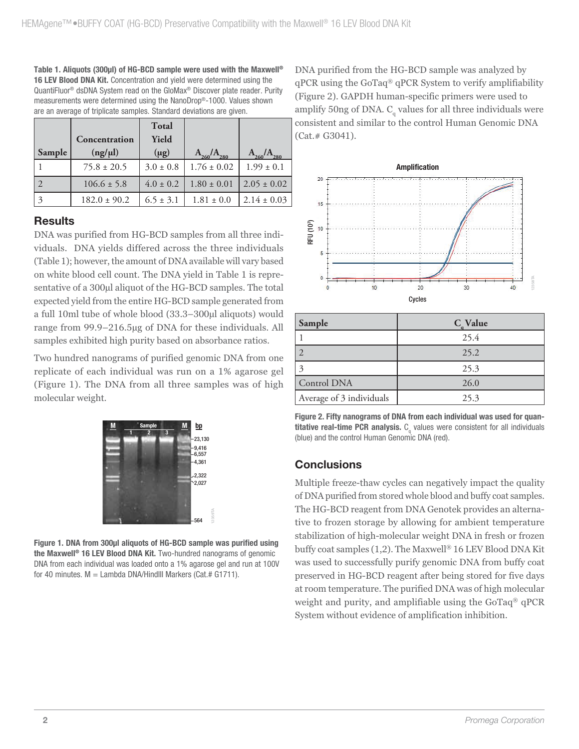**Table 1. Aliquots (300µl) of HG-BCD sample were used with the Maxwell® 16 LEV Blood DNA Kit.** Concentration and yield were determined using the QuantiFluor® dsDNA System read on the GloMax® Discover plate reader. Purity measurements were determined using the NanoDrop®-1000. Values shown are an average of triplicate samples. Standard deviations are given.

| Sample | Concentration (ng/µl) | Total Yield (µg) | $A_{260}/A_{280}$ | $A_{260}/A_{280}$ |
|---|---|---|---|---|
| 1 | 75.8 ± 20.5 | 3.0 ± 0.8 | 1.76 ± 0.02 | 1.99 ± 0.1 |
| 2 | 106.6 ± 5.8 | 4.0 ± 0.2 | 1.80 ± 0.01 | 2.05 ± 0.02 |
| 3 | 182.0 ± 90.2 | 6.5 ± 3.1 | 1.81 ± 0.0 | 2.14 ± 0.03 |

## Results

DNA was purified from HG-BCD samples from all three individuals. DNA yields differed across the three individuals (Table 1); however, the amount of DNA available will vary based on white blood cell count. The DNA yield in Table 1 is representative of a 300µl aliquot of the HG-BCD samples. The total expected yield from the entire HG-BCD sample generated from a full 10ml tube of whole blood (33.3–300µl aliquots) would range from 99.9–216.5µg of DNA for these individuals. All samples exhibited high purity based on absorbance ratios.

Two hundred nanograms of purified genomic DNA from one replicate of each individual was run on a 1% agarose gel (Figure 1). The DNA from all three samples was of high molecular weight.

**Figure 1. DNA from 300µl aliquots of HG-BCD sample was purified using the Maxwell® 16 LEV Blood DNA Kit.** Two-hundred nanograms of genomic DNA from each individual was loaded onto a 1% agarose gel and run at 100V for 40 minutes. M = Lambda DNA/HindIII Markers (Cat.# G1711).

DNA purified from the HG-BCD sample was analyzed by qPCR using the GoTaq® qPCR System to verify amplifiability (Figure 2). GAPDH human-specific primers were used to amplify 50ng of DNA. $C_q$ values for all three individuals were consistent and similar to the control Human Genomic DNA (Cat.# G3041).

| Sample | $C_q$ Value |
|---|---|
| 1 | 25.4 |
| 2 | 25.2 |
| 3 | 25.3 |
| Control DNA | 26.0 |
| Average of 3 individuals | 25.3 |

**Figure 2. Fifty nanograms of DNA from each individual was used for quantitative real-time PCR analysis.** $C_q$ values were consistent for all individuals (blue) and the control Human Genomic DNA (red).

## Conclusions

Multiple freeze-thaw cycles can negatively impact the quality of DNA purified from stored whole blood and buffy coat samples. The HG-BCD reagent from DNA Genotek provides an alternative to frozen storage by allowing for ambient temperature stabilization of high-molecular weight DNA in fresh or frozen buffy coat samples (1,2). The Maxwell® 16 LEV Blood DNA Kit was used to successfully purify genomic DNA from buffy coat preserved in HG-BCD reagent after being stored for five days at room temperature. The purified DNA was of high molecular weight and purity, and amplifiable using the GoTaq® qPCR System without evidence of amplification inhibition.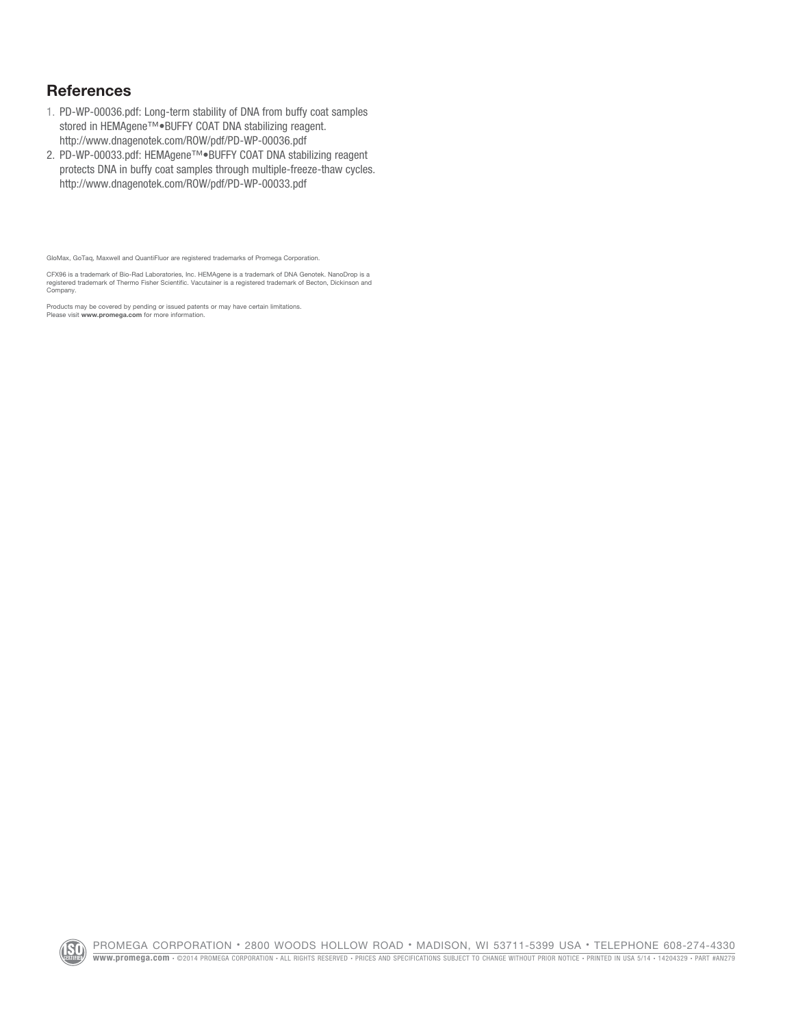## References

1. PD-WP-00036.pdf: Long-term stability of DNA from buffy coat samples stored in HEMAgene™•BUFFY COAT DNA stabilizing reagent. http://www.dnagenotek.com/ROW/pdf/PD-WP-00036.pdf
2. PD-WP-00033.pdf: HEMAgene™•BUFFY COAT DNA stabilizing reagent protects DNA in buffy coat samples through multiple-freeze-thaw cycles. http://www.dnagenotek.com/ROW/pdf/PD-WP-00033.pdf

GloMax, GoTaq, Maxwell and QuantiFluor are registered trademarks of Promega Corporation.

CFX96 is a trademark of Bio-Rad Laboratories, Inc. HEMAgene is a trademark of DNA Genotek. NanoDrop is a registered trademark of Thermo Fisher Scientific. Vacutainer is a registered trademark of Becton, Dickinson and Company.

Products may be covered by pending or issued patents or may have certain limitations.
Please visit **www.promega.com** for more information.

PROMEGA CORPORATION • 2800 WOODS HOLLOW ROAD • MADISON, WI 53711-5399 USA • TELEPHONE 608-274-4330
**www.promega.com** • ©2014 PROMEGA CORPORATION • ALL RIGHTS RESERVED • PRICES AND SPECIFICATIONS SUBJECT TO CHANGE WITHOUT PRIOR NOTICE • PRINTED IN USA 5/14 • 14204329 • PART #AN279